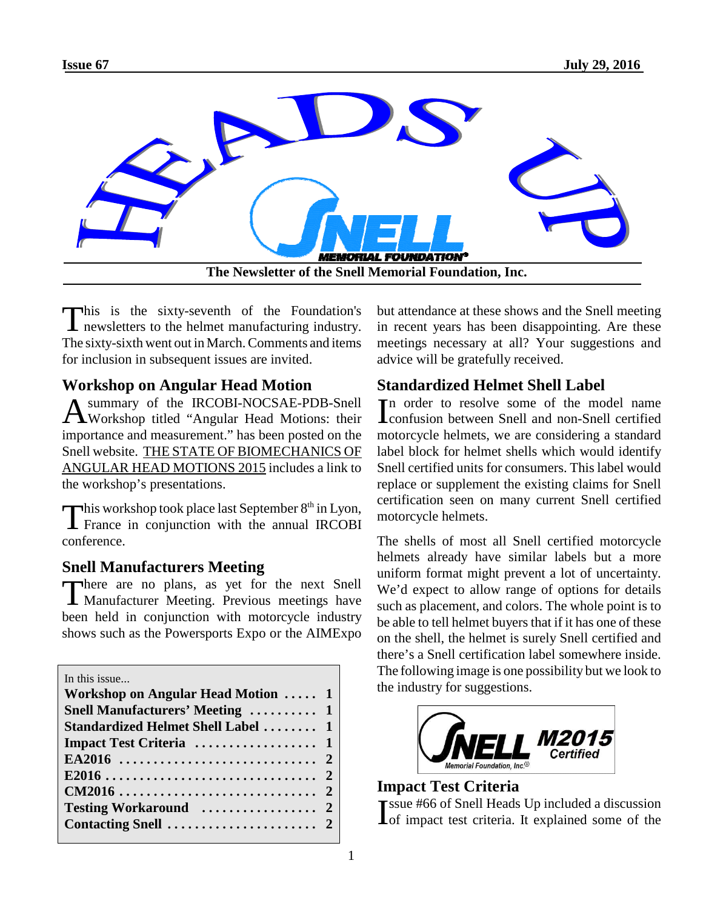# HEADS UP

**The Newsletter of the Snell Memorial Foundation, Inc.**

This is the sixty-seventh of the Foundation's newsletters to the helmet manufacturing industry. The sixty-sixth went out in March. Comments and items for inclusion in subsequent issues are invited.

## Workshop on Angular Head Motion

A summary of the IRCOBI-NOCSAE-PDB-Snell Workshop titled "Angular Head Motions: their importance and measurement." has been posted on the Snell website. THE STATE OF BIOMECHANICS OF ANGULAR HEAD MOTIONS 2015 includes a link to the workshop's presentations.

This workshop took place last September 8th in Lyon, France in conjunction with the annual IRCOBI conference.

## Snell Manufacturers Meeting

There are no plans, as yet for the next Snell Manufacturer Meeting. Previous meetings have been held in conjunction with motorcycle industry shows such as the Powersports Expo or the AIMExpo but attendance at these shows and the Snell meeting in recent years has been disappointing. Are these meetings necessary at all? Your suggestions and advice will be gratefully received.

| In this issue... | |
|---|---|
| **Workshop on Angular Head Motion** | **1** |
| **Snell Manufacturers' Meeting** | **1** |
| **Standardized Helmet Shell Label** | **1** |
| **Impact Test Criteria** | **1** |
| **EA2016** | **2** |
| **E2016** | **2** |
| **CM2016** | **2** |
| **Testing Workaround** | **2** |
| **Contacting Snell** | **2** |

## Standardized Helmet Shell Label

In order to resolve some of the model name confusion between Snell and non-Snell certified motorcycle helmets, we are considering a standard label block for helmet shells which would identify Snell certified units for consumers. This label would replace or supplement the existing claims for Snell certification seen on many current Snell certified motorcycle helmets.

The shells of most all Snell certified motorcycle helmets already have similar labels but a more uniform format might prevent a lot of uncertainty. We'd expect to allow range of options for details such as placement, and colors. The whole point is to be able to tell helmet buyers that if it has one of these on the shell, the helmet is surely Snell certified and there's a Snell certification label somewhere inside. The following image is one possibility but we look to the industry for suggestions.

SNELL Memorial Foundation, Inc.® M2015 Certified

## Impact Test Criteria

Issue #66 of Snell Heads Up included a discussion of impact test criteria. It explained some of the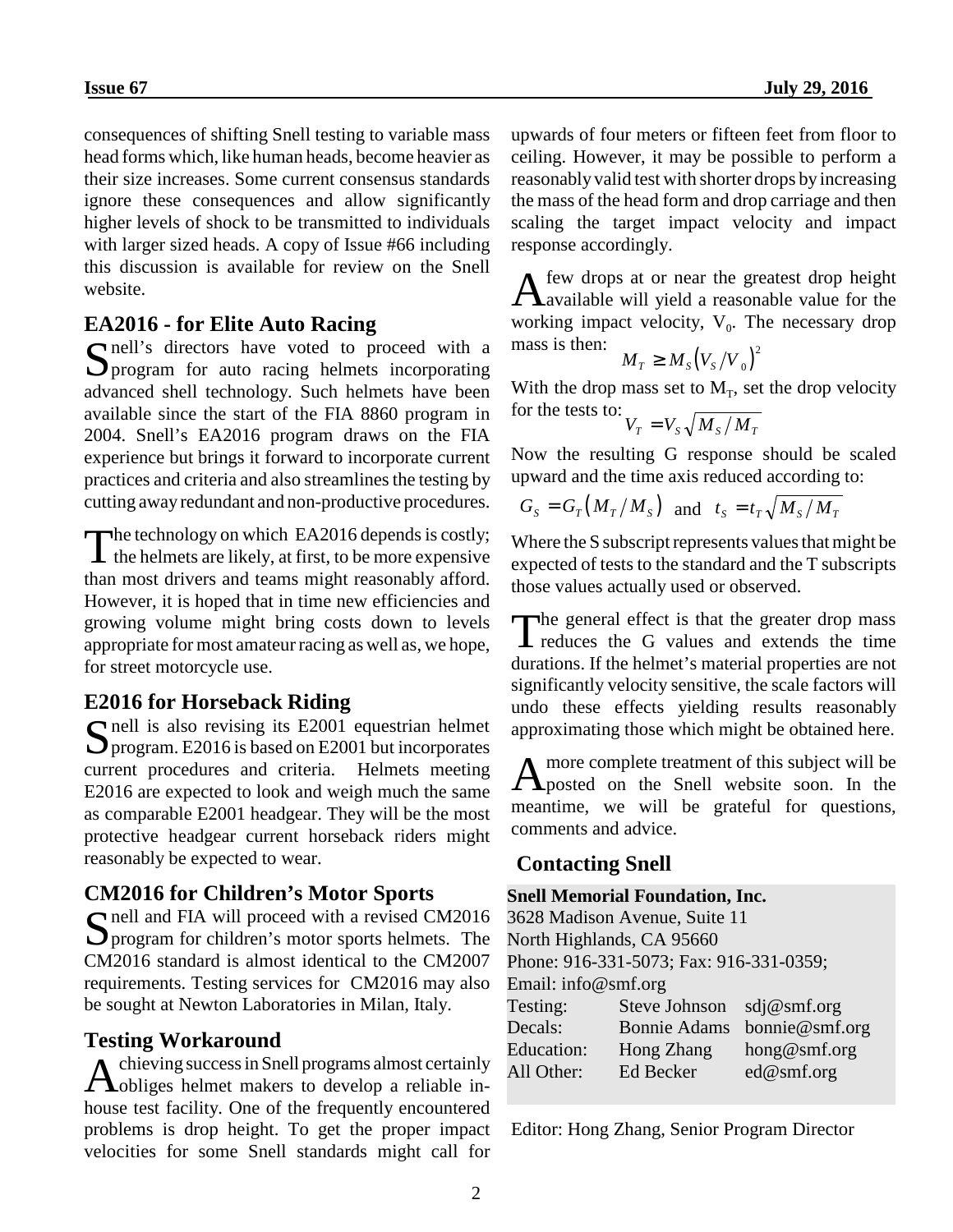consequences of shifting Snell testing to variable mass head forms which, like human heads, become heavier as their size increases. Some current consensus standards ignore these consequences and allow significantly higher levels of shock to be transmitted to individuals with larger sized heads. A copy of Issue #66 including this discussion is available for review on the Snell website.

## EA2016 - for Elite Auto Racing

Snell's directors have voted to proceed with a program for auto racing helmets incorporating advanced shell technology. Such helmets have been available since the start of the FIA 8860 program in 2004. Snell's EA2016 program draws on the FIA experience but brings it forward to incorporate current practices and criteria and also streamlines the testing by cutting away redundant and non-productive procedures.

The technology on which EA2016 depends is costly; the helmets are likely, at first, to be more expensive than most drivers and teams might reasonably afford. However, it is hoped that in time new efficiencies and growing volume might bring costs down to levels appropriate for most amateur racing as well as, we hope, for street motorcycle use.

## E2016 for Horseback Riding

Snell is also revising its E2001 equestrian helmet program. E2016 is based on E2001 but incorporates current procedures and criteria. Helmets meeting E2016 are expected to look and weigh much the same as comparable E2001 headgear. They will be the most protective headgear current horseback riders might reasonably be expected to wear.

## CM2016 for Children's Motor Sports

Snell and FIA will proceed with a revised CM2016 program for children's motor sports helmets. The CM2016 standard is almost identical to the CM2007 requirements. Testing services for CM2016 may also be sought at Newton Laboratories in Milan, Italy.

## Testing Workaround

Achieving success in Snell programs almost certainly obliges helmet makers to develop a reliable in-house test facility. One of the frequently encountered problems is drop height. To get the proper impact velocities for some Snell standards might call for upwards of four meters or fifteen feet from floor to ceiling. However, it may be possible to perform a reasonably valid test with shorter drops by increasing the mass of the head form and drop carriage and then scaling the target impact velocity and impact response accordingly.

A few drops at or near the greatest drop height available will yield a reasonable value for the working impact velocity, $V_0$. The necessary drop mass is then:

$$M_T \geq M_S \left( V_S / V_0 \right)^2$$

With the drop mass set to $M_T$, set the drop velocity for the tests to:

$$V_T = V_S \sqrt{M_S / M_T}$$

Now the resulting G response should be scaled upward and the time axis reduced according to:

$$G_S = G_T \left( M_T / M_S \right) \quad \text{and} \quad t_S = t_T \sqrt{M_S / M_T}$$

Where the S subscript represents values that might be expected of tests to the standard and the T subscripts those values actually used or observed.

The general effect is that the greater drop mass reduces the G values and extends the time durations. If the helmet's material properties are not significantly velocity sensitive, the scale factors will undo these effects yielding results reasonably approximating those which might be obtained here.

A more complete treatment of this subject will be posted on the Snell website soon. In the meantime, we will be grateful for questions, comments and advice.

## Contacting Snell

**Snell Memorial Foundation, Inc.**
3628 Madison Avenue, Suite 11
North Highlands, CA 95660
Phone: 916-331-5073; Fax: 916-331-0359;
Email: info@smf.org

| | | |
|---|---|---|
| Testing: | Steve Johnson | sdj@smf.org |
| Decals: | Bonnie Adams | bonnie@smf.org |
| Education: | Hong Zhang | hong@smf.org |
| All Other: | Ed Becker | ed@smf.org |

Editor: Hong Zhang, Senior Program Director